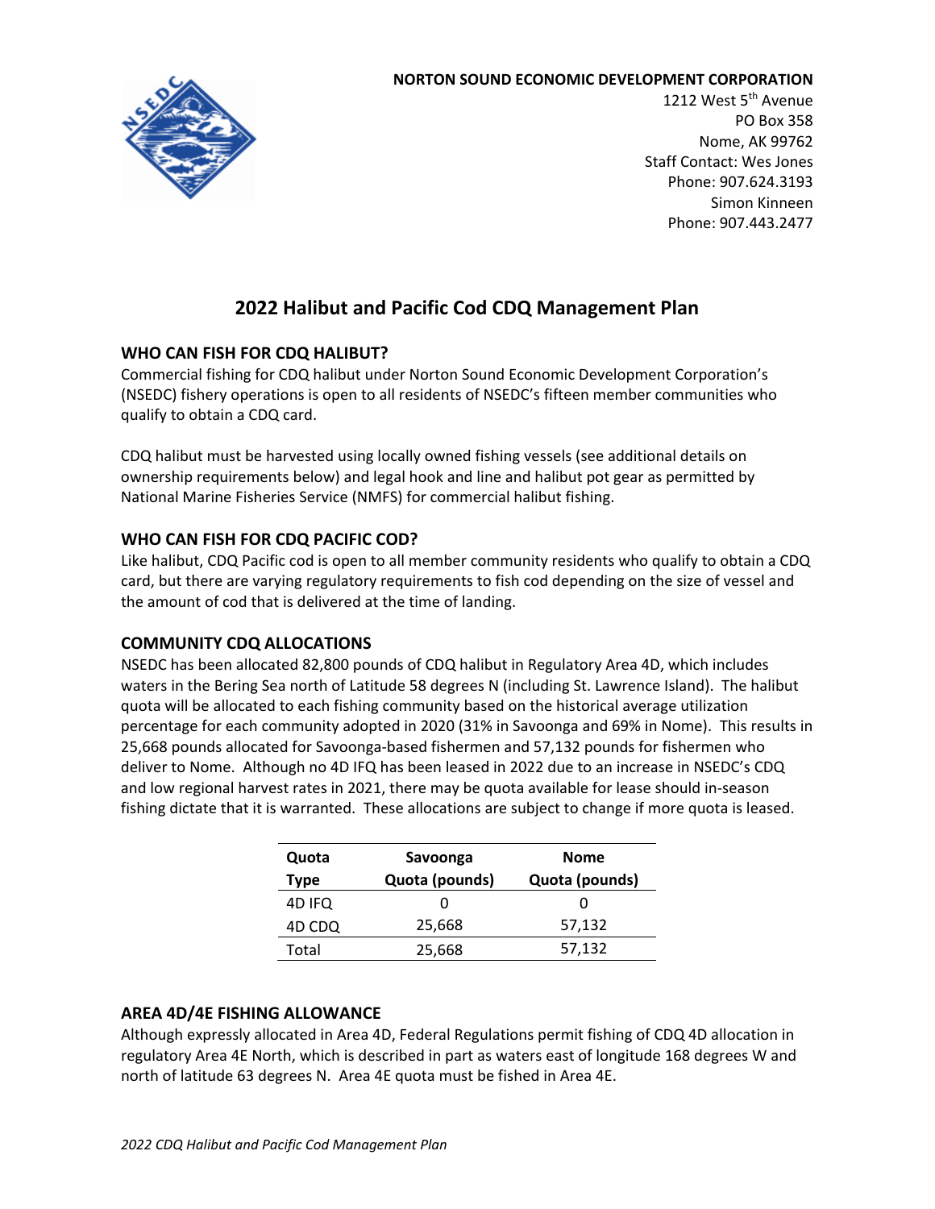**NORTON SOUND ECONOMIC DEVELOPMENT CORPORATION**

1212 West 5th Avenue
PO Box 358
Nome, AK 99762
Staff Contact: Wes Jones
Phone: 907.624.3193
Simon Kinneen
Phone: 907.443.2477

# 2022 Halibut and Pacific Cod CDQ Management Plan

## WHO CAN FISH FOR CDQ HALIBUT?

Commercial fishing for CDQ halibut under Norton Sound Economic Development Corporation's (NSEDC) fishery operations is open to all residents of NSEDC's fifteen member communities who qualify to obtain a CDQ card.

CDQ halibut must be harvested using locally owned fishing vessels (see additional details on ownership requirements below) and legal hook and line and halibut pot gear as permitted by National Marine Fisheries Service (NMFS) for commercial halibut fishing.

## WHO CAN FISH FOR CDQ PACIFIC COD?

Like halibut, CDQ Pacific cod is open to all member community residents who qualify to obtain a CDQ card, but there are varying regulatory requirements to fish cod depending on the size of vessel and the amount of cod that is delivered at the time of landing.

## COMMUNITY CDQ ALLOCATIONS

NSEDC has been allocated 82,800 pounds of CDQ halibut in Regulatory Area 4D, which includes waters in the Bering Sea north of Latitude 58 degrees N (including St. Lawrence Island). The halibut quota will be allocated to each fishing community based on the historical average utilization percentage for each community adopted in 2020 (31% in Savoonga and 69% in Nome). This results in 25,668 pounds allocated for Savoonga-based fishermen and 57,132 pounds for fishermen who deliver to Nome. Although no 4D IFQ has been leased in 2022 due to an increase in NSEDC's CDQ and low regional harvest rates in 2021, there may be quota available for lease should in-season fishing dictate that it is warranted. These allocations are subject to change if more quota is leased.

| Quota Type | Savoonga Quota (pounds) | Nome Quota (pounds) |
|---|---|---|
| 4D IFQ | 0 | 0 |
| 4D CDQ | 25,668 | 57,132 |
| Total | 25,668 | 57,132 |

## AREA 4D/4E FISHING ALLOWANCE

Although expressly allocated in Area 4D, Federal Regulations permit fishing of CDQ 4D allocation in regulatory Area 4E North, which is described in part as waters east of longitude 168 degrees W and north of latitude 63 degrees N. Area 4E quota must be fished in Area 4E.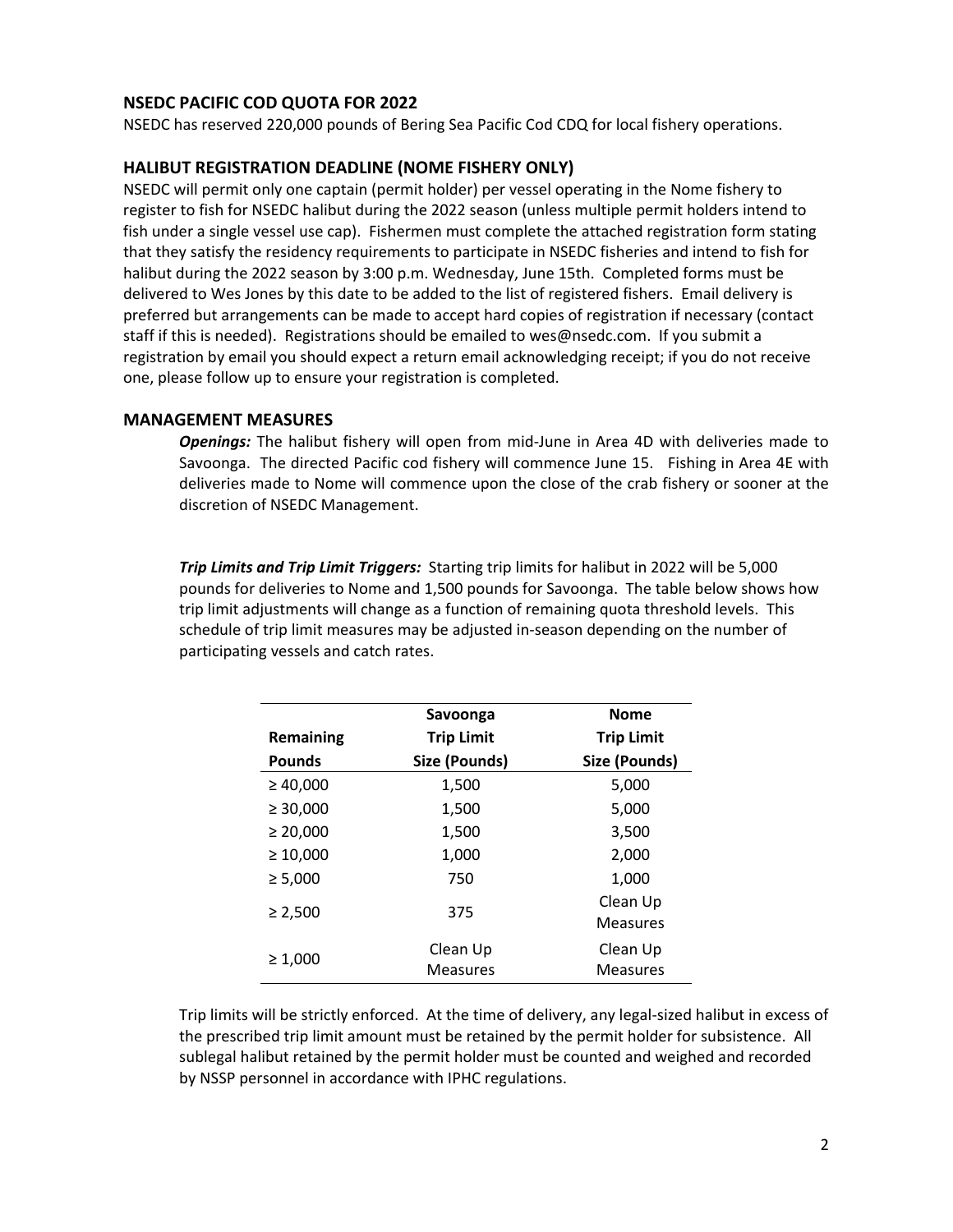## NSEDC PACIFIC COD QUOTA FOR 2022

NSEDC has reserved 220,000 pounds of Bering Sea Pacific Cod CDQ for local fishery operations.

## HALIBUT REGISTRATION DEADLINE (NOME FISHERY ONLY)

NSEDC will permit only one captain (permit holder) per vessel operating in the Nome fishery to register to fish for NSEDC halibut during the 2022 season (unless multiple permit holders intend to fish under a single vessel use cap). Fishermen must complete the attached registration form stating that they satisfy the residency requirements to participate in NSEDC fisheries and intend to fish for halibut during the 2022 season by 3:00 p.m. Wednesday, June 15th. Completed forms must be delivered to Wes Jones by this date to be added to the list of registered fishers. Email delivery is preferred but arrangements can be made to accept hard copies of registration if necessary (contact staff if this is needed). Registrations should be emailed to wes@nsedc.com. If you submit a registration by email you should expect a return email acknowledging receipt; if you do not receive one, please follow up to ensure your registration is completed.

## MANAGEMENT MEASURES

***Openings:*** The halibut fishery will open from mid-June in Area 4D with deliveries made to Savoonga. The directed Pacific cod fishery will commence June 15. Fishing in Area 4E with deliveries made to Nome will commence upon the close of the crab fishery or sooner at the discretion of NSEDC Management.

***Trip Limits and Trip Limit Triggers:*** Starting trip limits for halibut in 2022 will be 5,000 pounds for deliveries to Nome and 1,500 pounds for Savoonga. The table below shows how trip limit adjustments will change as a function of remaining quota threshold levels. This schedule of trip limit measures may be adjusted in-season depending on the number of participating vessels and catch rates.

| Remaining Pounds | Savoonga Trip Limit Size (Pounds) | Nome Trip Limit Size (Pounds) |
|---|---|---|
| ≥ 40,000 | 1,500 | 5,000 |
| ≥ 30,000 | 1,500 | 5,000 |
| ≥ 20,000 | 1,500 | 3,500 |
| ≥ 10,000 | 1,000 | 2,000 |
| ≥ 5,000 | 750 | 1,000 |
| ≥ 2,500 | 375 | Clean Up Measures |
| ≥ 1,000 | Clean Up Measures | Clean Up Measures |

Trip limits will be strictly enforced. At the time of delivery, any legal-sized halibut in excess of the prescribed trip limit amount must be retained by the permit holder for subsistence. All sublegal halibut retained by the permit holder must be counted and weighed and recorded by NSSP personnel in accordance with IPHC regulations.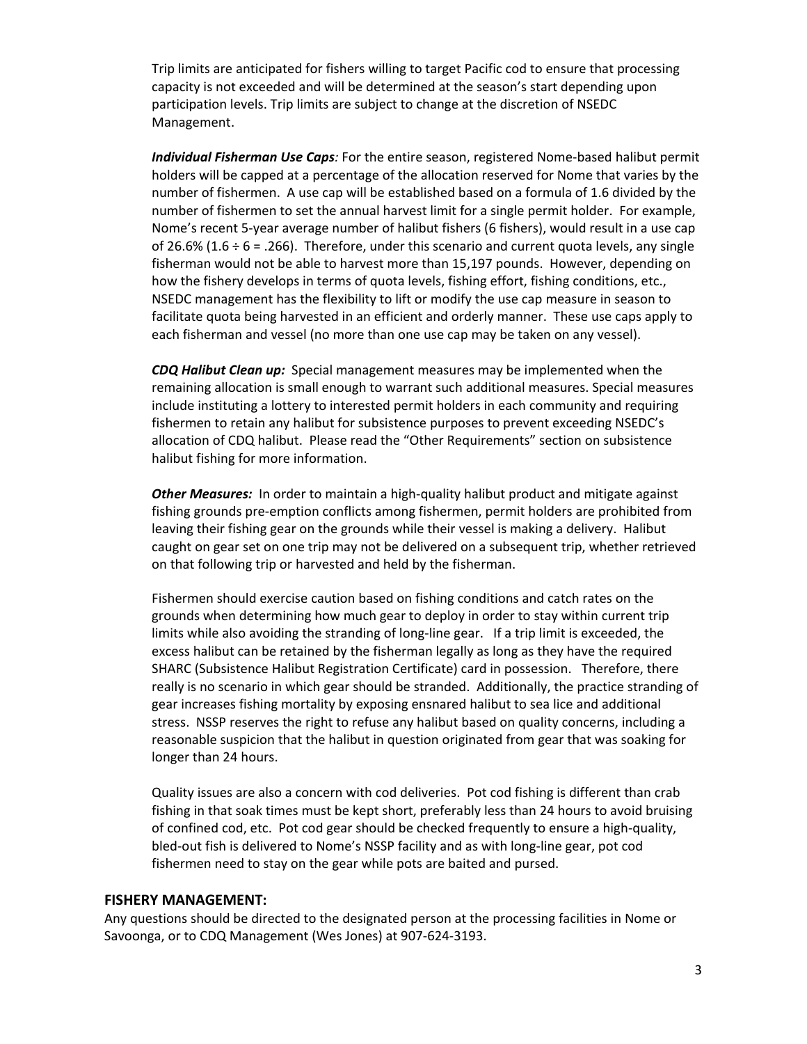Trip limits are anticipated for fishers willing to target Pacific cod to ensure that processing capacity is not exceeded and will be determined at the season's start depending upon participation levels. Trip limits are subject to change at the discretion of NSEDC Management.

***Individual Fisherman Use Caps**:* For the entire season, registered Nome-based halibut permit holders will be capped at a percentage of the allocation reserved for Nome that varies by the number of fishermen. A use cap will be established based on a formula of 1.6 divided by the number of fishermen to set the annual harvest limit for a single permit holder. For example, Nome's recent 5-year average number of halibut fishers (6 fishers), would result in a use cap of 26.6% ($1.6 \div 6 = .266$). Therefore, under this scenario and current quota levels, any single fisherman would not be able to harvest more than 15,197 pounds. However, depending on how the fishery develops in terms of quota levels, fishing effort, fishing conditions, etc., NSEDC management has the flexibility to lift or modify the use cap measure in season to facilitate quota being harvested in an efficient and orderly manner. These use caps apply to each fisherman and vessel (no more than one use cap may be taken on any vessel).

***CDQ Halibut Clean up:*** Special management measures may be implemented when the remaining allocation is small enough to warrant such additional measures. Special measures include instituting a lottery to interested permit holders in each community and requiring fishermen to retain any halibut for subsistence purposes to prevent exceeding NSEDC's allocation of CDQ halibut. Please read the "Other Requirements" section on subsistence halibut fishing for more information.

***Other Measures:*** In order to maintain a high-quality halibut product and mitigate against fishing grounds pre-emption conflicts among fishermen, permit holders are prohibited from leaving their fishing gear on the grounds while their vessel is making a delivery. Halibut caught on gear set on one trip may not be delivered on a subsequent trip, whether retrieved on that following trip or harvested and held by the fisherman.

Fishermen should exercise caution based on fishing conditions and catch rates on the grounds when determining how much gear to deploy in order to stay within current trip limits while also avoiding the stranding of long-line gear. If a trip limit is exceeded, the excess halibut can be retained by the fisherman legally as long as they have the required SHARC (Subsistence Halibut Registration Certificate) card in possession. Therefore, there really is no scenario in which gear should be stranded. Additionally, the practice stranding of gear increases fishing mortality by exposing ensnared halibut to sea lice and additional stress. NSSP reserves the right to refuse any halibut based on quality concerns, including a reasonable suspicion that the halibut in question originated from gear that was soaking for longer than 24 hours.

Quality issues are also a concern with cod deliveries. Pot cod fishing is different than crab fishing in that soak times must be kept short, preferably less than 24 hours to avoid bruising of confined cod, etc. Pot cod gear should be checked frequently to ensure a high-quality, bled-out fish is delivered to Nome's NSSP facility and as with long-line gear, pot cod fishermen need to stay on the gear while pots are baited and pursed.

## FISHERY MANAGEMENT:

Any questions should be directed to the designated person at the processing facilities in Nome or Savoonga, or to CDQ Management (Wes Jones) at 907-624-3193.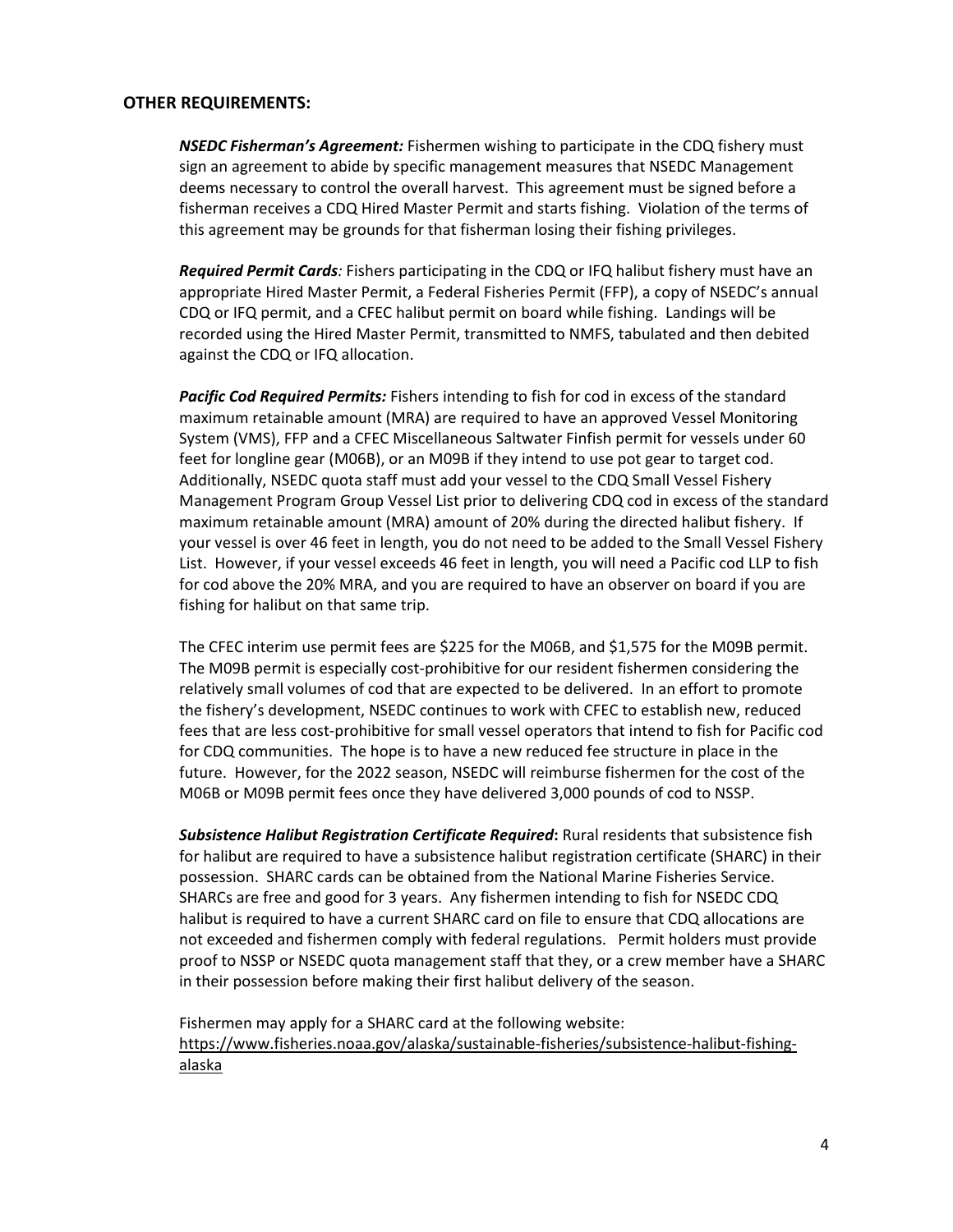## OTHER REQUIREMENTS:

***NSEDC Fisherman's Agreement:*** Fishermen wishing to participate in the CDQ fishery must sign an agreement to abide by specific management measures that NSEDC Management deems necessary to control the overall harvest. This agreement must be signed before a fisherman receives a CDQ Hired Master Permit and starts fishing. Violation of the terms of this agreement may be grounds for that fisherman losing their fishing privileges.

***Required Permit Cards****:* Fishers participating in the CDQ or IFQ halibut fishery must have an appropriate Hired Master Permit, a Federal Fisheries Permit (FFP), a copy of NSEDC's annual CDQ or IFQ permit, and a CFEC halibut permit on board while fishing. Landings will be recorded using the Hired Master Permit, transmitted to NMFS, tabulated and then debited against the CDQ or IFQ allocation.

***Pacific Cod Required Permits:*** Fishers intending to fish for cod in excess of the standard maximum retainable amount (MRA) are required to have an approved Vessel Monitoring System (VMS), FFP and a CFEC Miscellaneous Saltwater Finfish permit for vessels under 60 feet for longline gear (M06B), or an M09B if they intend to use pot gear to target cod. Additionally, NSEDC quota staff must add your vessel to the CDQ Small Vessel Fishery Management Program Group Vessel List prior to delivering CDQ cod in excess of the standard maximum retainable amount (MRA) amount of 20% during the directed halibut fishery. If your vessel is over 46 feet in length, you do not need to be added to the Small Vessel Fishery List. However, if your vessel exceeds 46 feet in length, you will need a Pacific cod LLP to fish for cod above the 20% MRA, and you are required to have an observer on board if you are fishing for halibut on that same trip.

The CFEC interim use permit fees are $225 for the M06B, and $1,575 for the M09B permit. The M09B permit is especially cost-prohibitive for our resident fishermen considering the relatively small volumes of cod that are expected to be delivered. In an effort to promote the fishery's development, NSEDC continues to work with CFEC to establish new, reduced fees that are less cost-prohibitive for small vessel operators that intend to fish for Pacific cod for CDQ communities. The hope is to have a new reduced fee structure in place in the future. However, for the 2022 season, NSEDC will reimburse fishermen for the cost of the M06B or M09B permit fees once they have delivered 3,000 pounds of cod to NSSP.

***Subsistence Halibut Registration Certificate Required*****:** Rural residents that subsistence fish for halibut are required to have a subsistence halibut registration certificate (SHARC) in their possession. SHARC cards can be obtained from the National Marine Fisheries Service. SHARCs are free and good for 3 years. Any fishermen intending to fish for NSEDC CDQ halibut is required to have a current SHARC card on file to ensure that CDQ allocations are not exceeded and fishermen comply with federal regulations. Permit holders must provide proof to NSSP or NSEDC quota management staff that they, or a crew member have a SHARC in their possession before making their first halibut delivery of the season.

Fishermen may apply for a SHARC card at the following website:
https://www.fisheries.noaa.gov/alaska/sustainable-fisheries/subsistence-halibut-fishing-alaska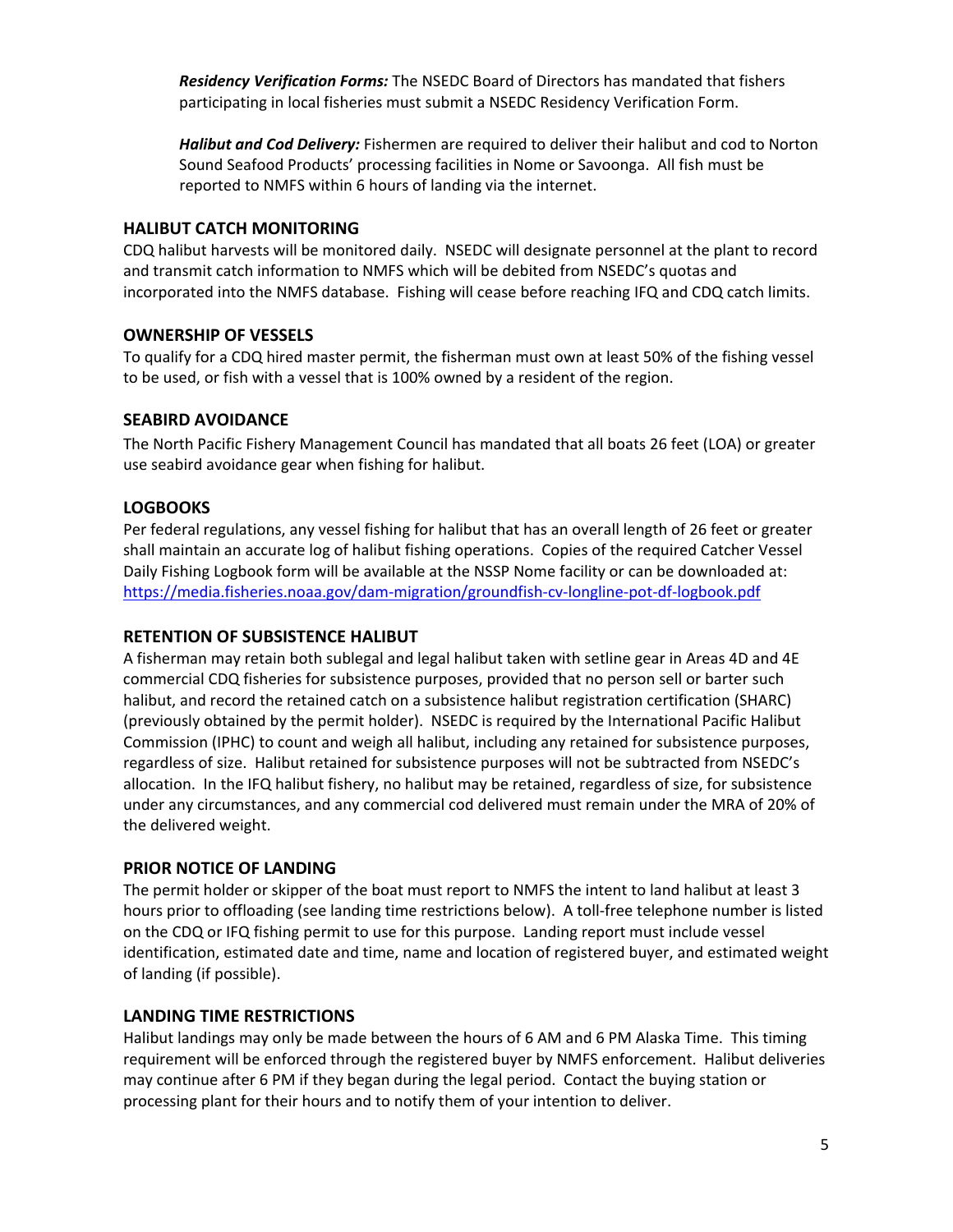***Residency Verification Forms:*** The NSEDC Board of Directors has mandated that fishers participating in local fisheries must submit a NSEDC Residency Verification Form.

***Halibut and Cod Delivery:*** Fishermen are required to deliver their halibut and cod to Norton Sound Seafood Products' processing facilities in Nome or Savoonga. All fish must be reported to NMFS within 6 hours of landing via the internet.

## HALIBUT CATCH MONITORING

CDQ halibut harvests will be monitored daily. NSEDC will designate personnel at the plant to record and transmit catch information to NMFS which will be debited from NSEDC's quotas and incorporated into the NMFS database. Fishing will cease before reaching IFQ and CDQ catch limits.

## OWNERSHIP OF VESSELS

To qualify for a CDQ hired master permit, the fisherman must own at least 50% of the fishing vessel to be used, or fish with a vessel that is 100% owned by a resident of the region.

## SEABIRD AVOIDANCE

The North Pacific Fishery Management Council has mandated that all boats 26 feet (LOA) or greater use seabird avoidance gear when fishing for halibut.

## LOGBOOKS

Per federal regulations, any vessel fishing for halibut that has an overall length of 26 feet or greater shall maintain an accurate log of halibut fishing operations. Copies of the required Catcher Vessel Daily Fishing Logbook form will be available at the NSSP Nome facility or can be downloaded at: https://media.fisheries.noaa.gov/dam-migration/groundfish-cv-longline-pot-df-logbook.pdf

## RETENTION OF SUBSISTENCE HALIBUT

A fisherman may retain both sublegal and legal halibut taken with setline gear in Areas 4D and 4E commercial CDQ fisheries for subsistence purposes, provided that no person sell or barter such halibut, and record the retained catch on a subsistence halibut registration certification (SHARC) (previously obtained by the permit holder). NSEDC is required by the International Pacific Halibut Commission (IPHC) to count and weigh all halibut, including any retained for subsistence purposes, regardless of size. Halibut retained for subsistence purposes will not be subtracted from NSEDC's allocation. In the IFQ halibut fishery, no halibut may be retained, regardless of size, for subsistence under any circumstances, and any commercial cod delivered must remain under the MRA of 20% of the delivered weight.

## PRIOR NOTICE OF LANDING

The permit holder or skipper of the boat must report to NMFS the intent to land halibut at least 3 hours prior to offloading (see landing time restrictions below). A toll-free telephone number is listed on the CDQ or IFQ fishing permit to use for this purpose. Landing report must include vessel identification, estimated date and time, name and location of registered buyer, and estimated weight of landing (if possible).

## LANDING TIME RESTRICTIONS

Halibut landings may only be made between the hours of 6 AM and 6 PM Alaska Time. This timing requirement will be enforced through the registered buyer by NMFS enforcement. Halibut deliveries may continue after 6 PM if they began during the legal period. Contact the buying station or processing plant for their hours and to notify them of your intention to deliver.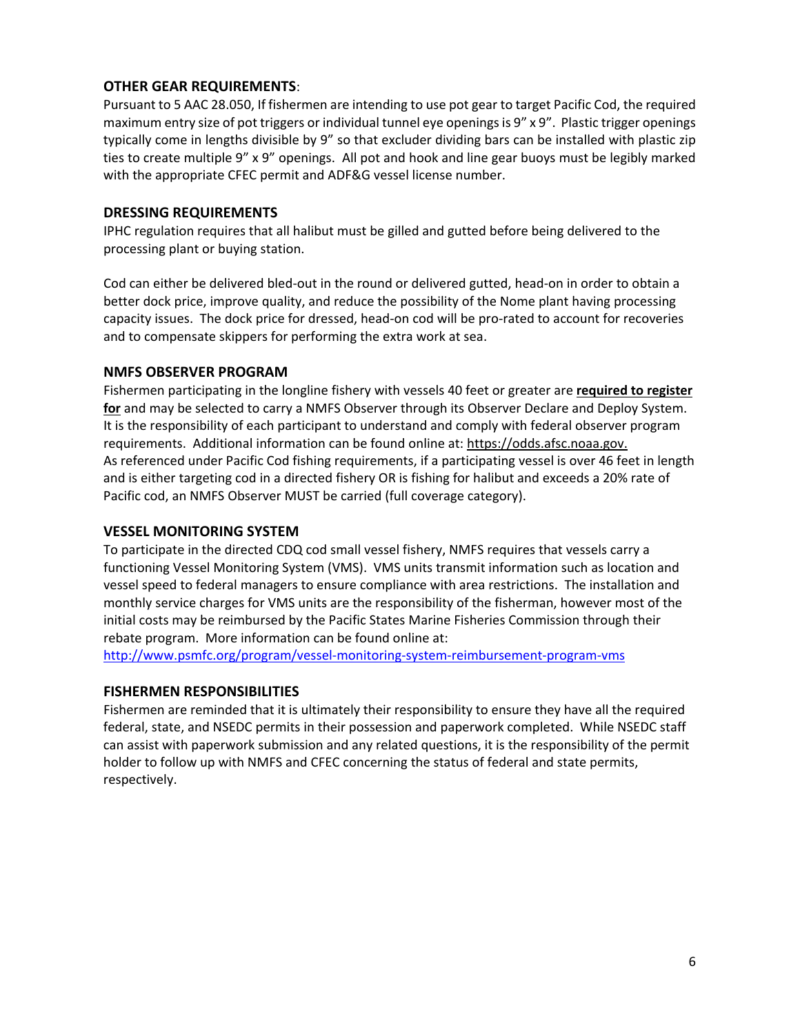**OTHER GEAR REQUIREMENTS**:

Pursuant to 5 AAC 28.050, If fishermen are intending to use pot gear to target Pacific Cod, the required maximum entry size of pot triggers or individual tunnel eye openings is 9" x 9". Plastic trigger openings typically come in lengths divisible by 9" so that excluder dividing bars can be installed with plastic zip ties to create multiple 9" x 9" openings. All pot and hook and line gear buoys must be legibly marked with the appropriate CFEC permit and ADF&G vessel license number.

**DRESSING REQUIREMENTS**

IPHC regulation requires that all halibut must be gilled and gutted before being delivered to the processing plant or buying station.

Cod can either be delivered bled-out in the round or delivered gutted, head-on in order to obtain a better dock price, improve quality, and reduce the possibility of the Nome plant having processing capacity issues. The dock price for dressed, head-on cod will be pro-rated to account for recoveries and to compensate skippers for performing the extra work at sea.

**NMFS OBSERVER PROGRAM**

Fishermen participating in the longline fishery with vessels 40 feet or greater are **required to register for** and may be selected to carry a NMFS Observer through its Observer Declare and Deploy System. It is the responsibility of each participant to understand and comply with federal observer program requirements. Additional information can be found online at: https://odds.afsc.noaa.gov.

As referenced under Pacific Cod fishing requirements, if a participating vessel is over 46 feet in length and is either targeting cod in a directed fishery OR is fishing for halibut and exceeds a 20% rate of Pacific cod, an NMFS Observer MUST be carried (full coverage category).

**VESSEL MONITORING SYSTEM**

To participate in the directed CDQ cod small vessel fishery, NMFS requires that vessels carry a functioning Vessel Monitoring System (VMS). VMS units transmit information such as location and vessel speed to federal managers to ensure compliance with area restrictions. The installation and monthly service charges for VMS units are the responsibility of the fisherman, however most of the initial costs may be reimbursed by the Pacific States Marine Fisheries Commission through their rebate program. More information can be found online at:

http://www.psmfc.org/program/vessel-monitoring-system-reimbursement-program-vms

**FISHERMEN RESPONSIBILITIES**

Fishermen are reminded that it is ultimately their responsibility to ensure they have all the required federal, state, and NSEDC permits in their possession and paperwork completed. While NSEDC staff can assist with paperwork submission and any related questions, it is the responsibility of the permit holder to follow up with NMFS and CFEC concerning the status of federal and state permits, respectively.